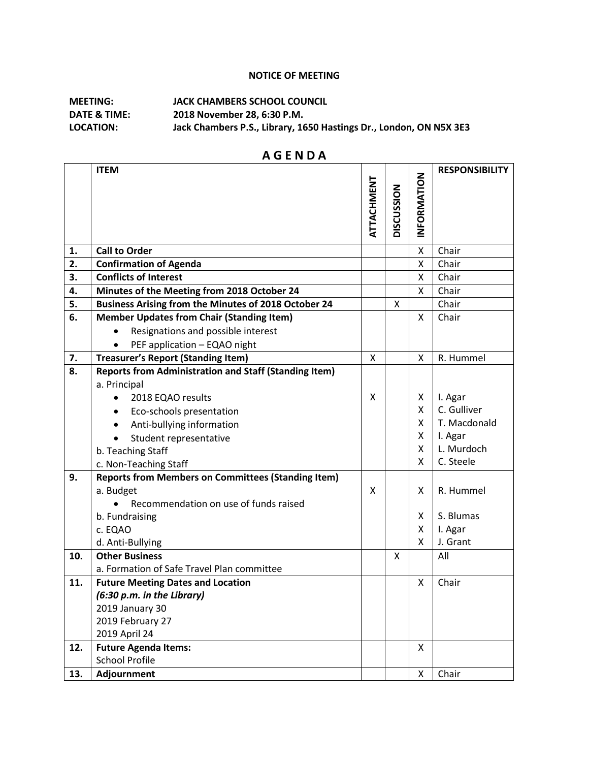# NOTICE OF MEETING

**MEETING:** JACK CHAMBERS SCHOOL COUNCIL
**DATE & TIME:** 2018 November 28, 6:30 P.M.
**LOCATION:** Jack Chambers P.S., Library, 1650 Hastings Dr., London, ON N5X 3E3

## A G E N D A

| | ITEM | ATTACHMENT | DISCUSSION | INFORMATION | RESPONSIBILITY |
|---|---|---|---|---|---|
| 1. | **Call to Order** | | | X | Chair |
| 2. | **Confirmation of Agenda** | | | X | Chair |
| 3. | **Conflicts of Interest** | | | X | Chair |
| 4. | **Minutes of the Meeting from 2018 October 24** | | | X | Chair |
| 5. | **Business Arising from the Minutes of 2018 October 24** | | X | | Chair |
| 6. | **Member Updates from Chair (Standing Item)** <br> • Resignations and possible interest <br> • PEF application – EQAO night | | | X | Chair |
| 7. | **Treasurer's Report (Standing Item)** | X | | X | R. Hummel |
| 8. | **Reports from Administration and Staff (Standing Item)** | | | | |
| | a. Principal | | | | |
| | • 2018 EQAO results | X | | X | I. Agar |
| | • Eco-schools presentation | | | X | C. Gulliver |
| | • Anti-bullying information | | | X | T. Macdonald |
| | • Student representative | | | X | I. Agar |
| | b. Teaching Staff | | | X | L. Murdoch |
| | c. Non-Teaching Staff | | | X | C. Steele |
| 9. | **Reports from Members on Committees (Standing Item)** | | | | |
| | a. Budget <br> • Recommendation on use of funds raised | X | | X | R. Hummel |
| | b. Fundraising | | | X | S. Blumas |
| | c. EQAO | | | X | I. Agar |
| | d. Anti-Bullying | | | X | J. Grant |
| 10. | **Other Business** <br> a. Formation of Safe Travel Plan committee | | X | | All |
| 11. | **Future Meeting Dates and Location** <br> ***(6:30 p.m. in the Library)*** <br> 2019 January 30 <br> 2019 February 27 <br> 2019 April 24 | | | X | Chair |
| 12. | **Future Agenda Items:** <br> School Profile | | | X | |
| 13. | **Adjournment** | | | X | Chair |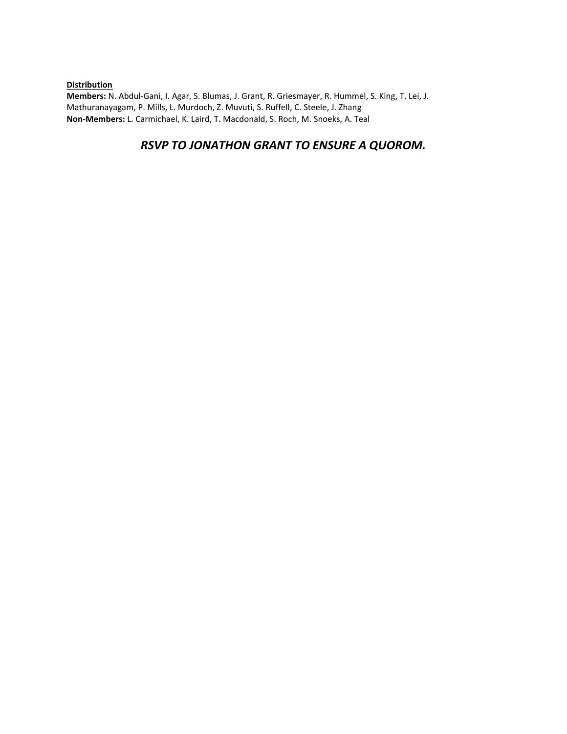<u>**Distribution**</u>

**Members:** N. Abdul-Gani, I. Agar, S. Blumas, J. Grant, R. Griesmayer, R. Hummel, S. King, T. Lei, J. Mathuranayagam, P. Mills, L. Murdoch, Z. Muvuti, S. Ruffell, C. Steele, J. Zhang

**Non-Members:** L. Carmichael, K. Laird, T. Macdonald, S. Roch, M. Snoeks, A. Teal

***RSVP TO JONATHON GRANT TO ENSURE A QUOROM.***